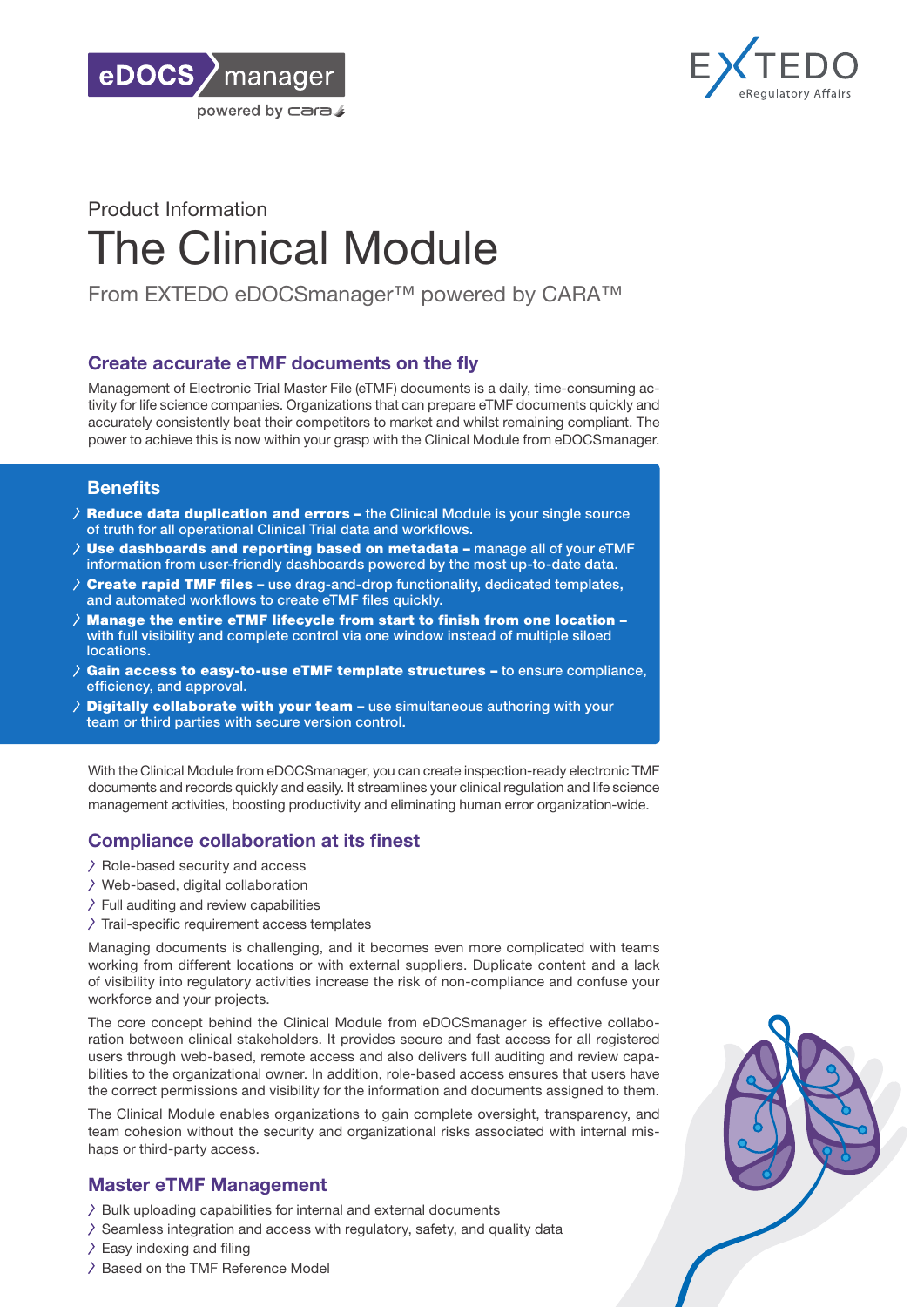Product Information

# The Clinical Module

From EXTEDO eDOCSmanager™ powered by CARA™

## Create accurate eTMF documents on the fly

Management of Electronic Trial Master File (eTMF) documents is a daily, time-consuming activity for life science companies. Organizations that can prepare eTMF documents quickly and accurately consistently beat their competitors to market and whilst remaining compliant. The power to achieve this is now within your grasp with the Clinical Module from eDOCSmanager.

## Benefits

- **Reduce data duplication and errors –** the Clinical Module is your single source of truth for all operational Clinical Trial data and workflows.
- **Use dashboards and reporting based on metadata –** manage all of your eTMF information from user-friendly dashboards powered by the most up-to-date data.
- **Create rapid TMF files –** use drag-and-drop functionality, dedicated templates, and automated workflows to create eTMF files quickly.
- **Manage the entire eTMF lifecycle from start to finish from one location –** with full visibility and complete control via one window instead of multiple siloed locations.
- **Gain access to easy-to-use eTMF template structures –** to ensure compliance, efficiency, and approval.
- **Digitally collaborate with your team –** use simultaneous authoring with your team or third parties with secure version control.

With the Clinical Module from eDOCSmanager, you can create inspection-ready electronic TMF documents and records quickly and easily. It streamlines your clinical regulation and life science management activities, boosting productivity and eliminating human error organization-wide.

## Compliance collaboration at its finest

- Role-based security and access
- Web-based, digital collaboration
- Full auditing and review capabilities
- Trail-specific requirement access templates

Managing documents is challenging, and it becomes even more complicated with teams working from different locations or with external suppliers. Duplicate content and a lack of visibility into regulatory activities increase the risk of non-compliance and confuse your workforce and your projects.

The core concept behind the Clinical Module from eDOCSmanager is effective collaboration between clinical stakeholders. It provides secure and fast access for all registered users through web-based, remote access and also delivers full auditing and review capabilities to the organizational owner. In addition, role-based access ensures that users have the correct permissions and visibility for the information and documents assigned to them.

The Clinical Module enables organizations to gain complete oversight, transparency, and team cohesion without the security and organizational risks associated with internal mishaps or third-party access.

## Master eTMF Management

- Bulk uploading capabilities for internal and external documents
- Seamless integration and access with regulatory, safety, and quality data
- Easy indexing and filing
- Based on the TMF Reference Model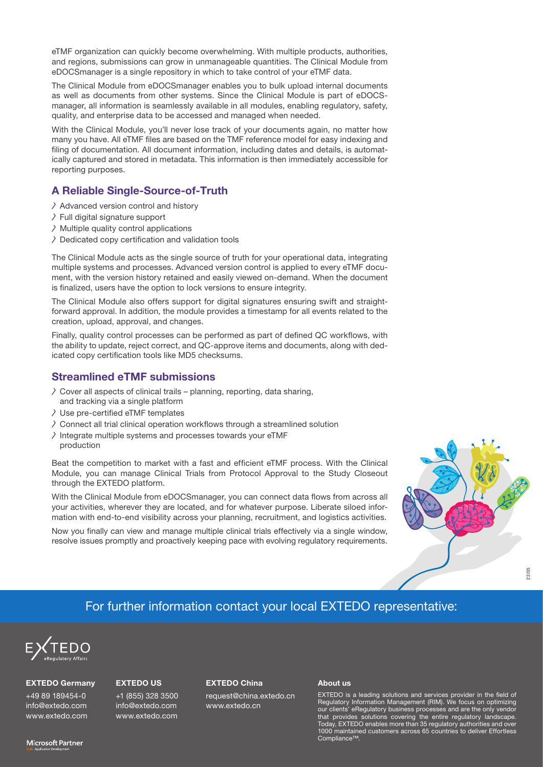eTMF organization can quickly become overwhelming. With multiple products, authorities, and regions, submissions can grow in unmanageable quantities. The Clinical Module from eDOCSmanager is a single repository in which to take control of your eTMF data.

The Clinical Module from eDOCSmanager enables you to bulk upload internal documents as well as documents from other systems. Since the Clinical Module is part of eDOCSmanager, all information is seamlessly available in all modules, enabling regulatory, safety, quality, and enterprise data to be accessed and managed when needed.

With the Clinical Module, you'll never lose track of your documents again, no matter how many you have. All eTMF files are based on the TMF reference model for easy indexing and filing of documentation. All document information, including dates and details, is automatically captured and stored in metadata. This information is then immediately accessible for reporting purposes.

## A Reliable Single-Source-of-Truth

- Advanced version control and history
- Full digital signature support
- Multiple quality control applications
- Dedicated copy certification and validation tools

The Clinical Module acts as the single source of truth for your operational data, integrating multiple systems and processes. Advanced version control is applied to every eTMF document, with the version history retained and easily viewed on-demand. When the document is finalized, users have the option to lock versions to ensure integrity.

The Clinical Module also offers support for digital signatures ensuring swift and straightforward approval. In addition, the module provides a timestamp for all events related to the creation, upload, approval, and changes.

Finally, quality control processes can be performed as part of defined QC workflows, with the ability to update, reject correct, and QC-approve items and documents, along with dedicated copy certification tools like MD5 checksums.

## Streamlined eTMF submissions

- Cover all aspects of clinical trails – planning, reporting, data sharing, and tracking via a single platform
- Use pre-certified eTMF templates
- Connect all trial clinical operation workflows through a streamlined solution
- Integrate multiple systems and processes towards your eTMF production

Beat the competition to market with a fast and efficient eTMF process. With the Clinical Module, you can manage Clinical Trials from Protocol Approval to the Study Closeout through the EXTEDO platform.

With the Clinical Module from eDOCSmanager, you can connect data flows from across all your activities, wherever they are located, and for whatever purpose. Liberate siloed information with end-to-end visibility across your planning, recruitment, and logistics activities.

Now you finally can view and manage multiple clinical trials effectively via a single window, resolve issues promptly and proactively keeping pace with evolving regulatory requirements.

22/05

For further information contact your local EXTEDO representative:

EXTEDO
eRegulatory Affairs

**EXTEDO Germany**
+49 89 189454-0
info@extedo.com
www.extedo.com

**EXTEDO US**
+1 (855) 328 3500
info@extedo.com
www.extedo.com

**EXTEDO China**
request@china.extedo.cn
www.extedo.cn

**About us**
EXTEDO is a leading solutions and services provider in the field of Regulatory Information Management (RIM). We focus on optimizing our clients' eRegulatory business processes and are the only vendor that provides solutions covering the entire regulatory landscape. Today, EXTEDO enables more than 35 regulatory authorities and over 1000 maintained customers across 65 countries to deliver Effortless Compliance™.

Microsoft Partner
Gold Application Development